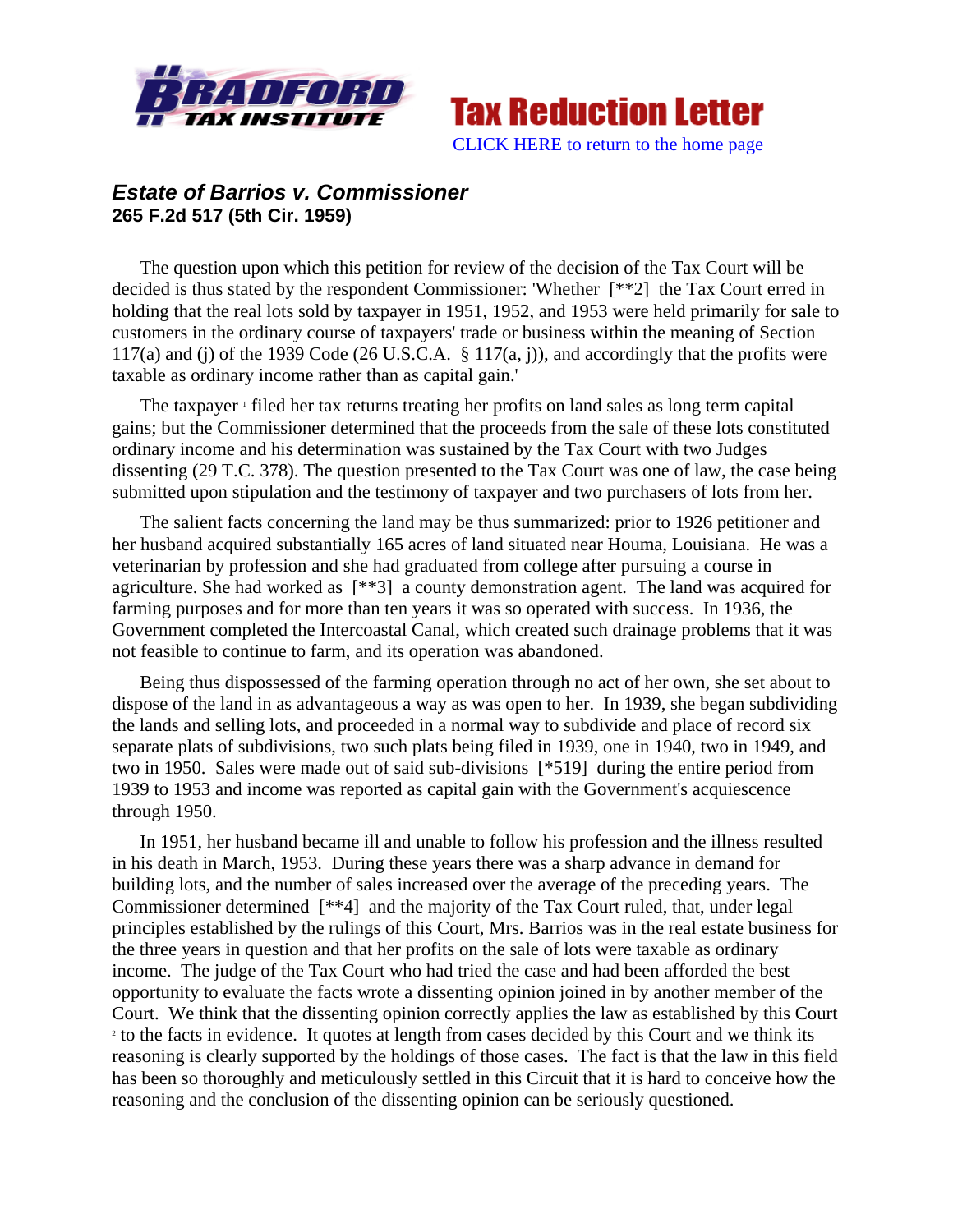# Bradford Tax Institute

## Tax Reduction Letter

CLICK HERE to return to the home page

### *Estate of Barrios v. Commissioner*

**265 F.2d 517 (5th Cir. 1959)**

The question upon which this petition for review of the decision of the Tax Court will be decided is thus stated by the respondent Commissioner: 'Whether [**2] the Tax Court erred in holding that the real lots sold by taxpayer in 1951, 1952, and 1953 were held primarily for sale to customers in the ordinary course of taxpayers' trade or business within the meaning of Section 117(a) and (j) of the 1939 Code (26 U.S.C.A. § 117(a, j)), and accordingly that the profits were taxable as ordinary income rather than as capital gain.'

The taxpayer [1] filed her tax returns treating her profits on land sales as long term capital gains; but the Commissioner determined that the proceeds from the sale of these lots constituted ordinary income and his determination was sustained by the Tax Court with two Judges dissenting (29 T.C. 378). The question presented to the Tax Court was one of law, the case being submitted upon stipulation and the testimony of taxpayer and two purchasers of lots from her.

The salient facts concerning the land may be thus summarized: prior to 1926 petitioner and her husband acquired substantially 165 acres of land situated near Houma, Louisiana. He was a veterinarian by profession and she had graduated from college after pursuing a course in agriculture. She had worked as [**3] a county demonstration agent. The land was acquired for farming purposes and for more than ten years it was so operated with success. In 1936, the Government completed the Intercoastal Canal, which created such drainage problems that it was not feasible to continue to farm, and its operation was abandoned.

Being thus dispossessed of the farming operation through no act of her own, she set about to dispose of the land in as advantageous a way as was open to her. In 1939, she began subdividing the lands and selling lots, and proceeded in a normal way to subdivide and place of record six separate plats of subdivisions, two such plats being filed in 1939, one in 1940, two in 1949, and two in 1950. Sales were made out of said sub-divisions [*519] during the entire period from 1939 to 1953 and income was reported as capital gain with the Government's acquiescence through 1950.

In 1951, her husband became ill and unable to follow his profession and the illness resulted in his death in March, 1953. During these years there was a sharp advance in demand for building lots, and the number of sales increased over the average of the preceding years. The Commissioner determined [**4] and the majority of the Tax Court ruled, that, under legal principles established by the rulings of this Court, Mrs. Barrios was in the real estate business for the three years in question and that her profits on the sale of lots were taxable as ordinary income. The judge of the Tax Court who had tried the case and had been afforded the best opportunity to evaluate the facts wrote a dissenting opinion joined in by another member of the Court. We think that the dissenting opinion correctly applies the law as established by this Court [2] to the facts in evidence. It quotes at length from cases decided by this Court and we think its reasoning is clearly supported by the holdings of those cases. The fact is that the law in this field has been so thoroughly and meticulously settled in this Circuit that it is hard to conceive how the reasoning and the conclusion of the dissenting opinion can be seriously questioned.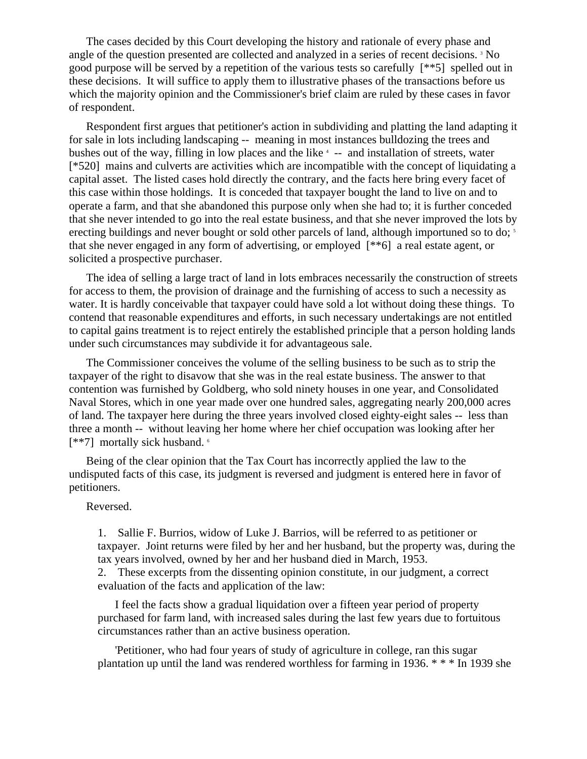The cases decided by this Court developing the history and rationale of every phase and angle of the question presented are collected and analyzed in a series of recent decisions. [3] No good purpose will be served by a repetition of the various tests so carefully [**5] spelled out in these decisions. It will suffice to apply them to illustrative phases of the transactions before us which the majority opinion and the Commissioner's brief claim are ruled by these cases in favor of respondent.

Respondent first argues that petitioner's action in subdividing and platting the land adapting it for sale in lots including landscaping -- meaning in most instances bulldozing the trees and bushes out of the way, filling in low places and the like [4] -- and installation of streets, water [*520] mains and culverts are activities which are incompatible with the concept of liquidating a capital asset. The listed cases hold directly the contrary, and the facts here bring every facet of this case within those holdings. It is conceded that taxpayer bought the land to live on and to operate a farm, and that she abandoned this purpose only when she had to; it is further conceded that she never intended to go into the real estate business, and that she never improved the lots by erecting buildings and never bought or sold other parcels of land, although importuned so to do; [5] that she never engaged in any form of advertising, or employed [**6] a real estate agent, or solicited a prospective purchaser.

The idea of selling a large tract of land in lots embraces necessarily the construction of streets for access to them, the provision of drainage and the furnishing of access to such a necessity as water. It is hardly conceivable that taxpayer could have sold a lot without doing these things. To contend that reasonable expenditures and efforts, in such necessary undertakings are not entitled to capital gains treatment is to reject entirely the established principle that a person holding lands under such circumstances may subdivide it for advantageous sale.

The Commissioner conceives the volume of the selling business to be such as to strip the taxpayer of the right to disavow that she was in the real estate business. The answer to that contention was furnished by Goldberg, who sold ninety houses in one year, and Consolidated Naval Stores, which in one year made over one hundred sales, aggregating nearly 200,000 acres of land. The taxpayer here during the three years involved closed eighty-eight sales -- less than three a month -- without leaving her home where her chief occupation was looking after her [**7] mortally sick husband. [6]

Being of the clear opinion that the Tax Court has incorrectly applied the law to the undisputed facts of this case, its judgment is reversed and judgment is entered here in favor of petitioners.

Reversed.

1. Sallie F. Burrios, widow of Luke J. Barrios, will be referred to as petitioner or taxpayer. Joint returns were filed by her and her husband, but the property was, during the tax years involved, owned by her and her husband died in March, 1953.

2. These excerpts from the dissenting opinion constitute, in our judgment, a correct evaluation of the facts and application of the law:

I feel the facts show a gradual liquidation over a fifteen year period of property purchased for farm land, with increased sales during the last few years due to fortuitous circumstances rather than an active business operation.

'Petitioner, who had four years of study of agriculture in college, ran this sugar plantation up until the land was rendered worthless for farming in 1936. * * * In 1939 she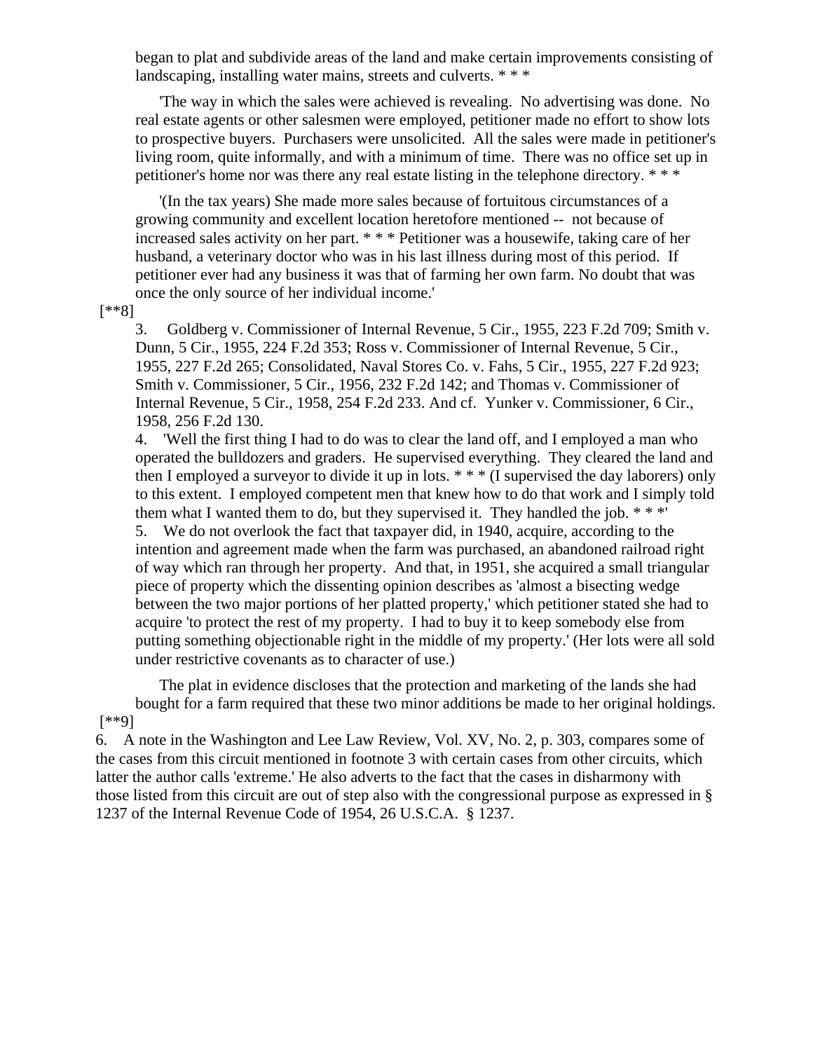began to plat and subdivide areas of the land and make certain improvements consisting of landscaping, installing water mains, streets and culverts. * * *

'The way in which the sales were achieved is revealing. No advertising was done. No real estate agents or other salesmen were employed, petitioner made no effort to show lots to prospective buyers. Purchasers were unsolicited. All the sales were made in petitioner's living room, quite informally, and with a minimum of time. There was no office set up in petitioner's home nor was there any real estate listing in the telephone directory. * * *

'(In the tax years) She made more sales because of fortuitous circumstances of a growing community and excellent location heretofore mentioned -- not because of increased sales activity on her part. * * * Petitioner was a housewife, taking care of her husband, a veterinary doctor who was in his last illness during most of this period. If petitioner ever had any business it was that of farming her own farm. No doubt that was once the only source of her individual income.'

[**8]

3. Goldberg v. Commissioner of Internal Revenue, 5 Cir., 1955, 223 F.2d 709; Smith v. Dunn, 5 Cir., 1955, 224 F.2d 353; Ross v. Commissioner of Internal Revenue, 5 Cir., 1955, 227 F.2d 265; Consolidated, Naval Stores Co. v. Fahs, 5 Cir., 1955, 227 F.2d 923; Smith v. Commissioner, 5 Cir., 1956, 232 F.2d 142; and Thomas v. Commissioner of Internal Revenue, 5 Cir., 1958, 254 F.2d 233. And cf. Yunker v. Commissioner, 6 Cir., 1958, 256 F.2d 130.

4. 'Well the first thing I had to do was to clear the land off, and I employed a man who operated the bulldozers and graders. He supervised everything. They cleared the land and then I employed a surveyor to divide it up in lots. * * * (I supervised the day laborers) only to this extent. I employed competent men that knew how to do that work and I simply told them what I wanted them to do, but they supervised it. They handled the job. * * *'

5. We do not overlook the fact that taxpayer did, in 1940, acquire, according to the intention and agreement made when the farm was purchased, an abandoned railroad right of way which ran through her property. And that, in 1951, she acquired a small triangular piece of property which the dissenting opinion describes as 'almost a bisecting wedge between the two major portions of her platted property,' which petitioner stated she had to acquire 'to protect the rest of my property. I had to buy it to keep somebody else from putting something objectionable right in the middle of my property.' (Her lots were all sold under restrictive covenants as to character of use.)

The plat in evidence discloses that the protection and marketing of the lands she had bought for a farm required that these two minor additions be made to her original holdings.

[**9]

6. A note in the Washington and Lee Law Review, Vol. XV, No. 2, p. 303, compares some of the cases from this circuit mentioned in footnote 3 with certain cases from other circuits, which latter the author calls 'extreme.' He also adverts to the fact that the cases in disharmony with those listed from this circuit are out of step also with the congressional purpose as expressed in § 1237 of the Internal Revenue Code of 1954, 26 U.S.C.A. § 1237.